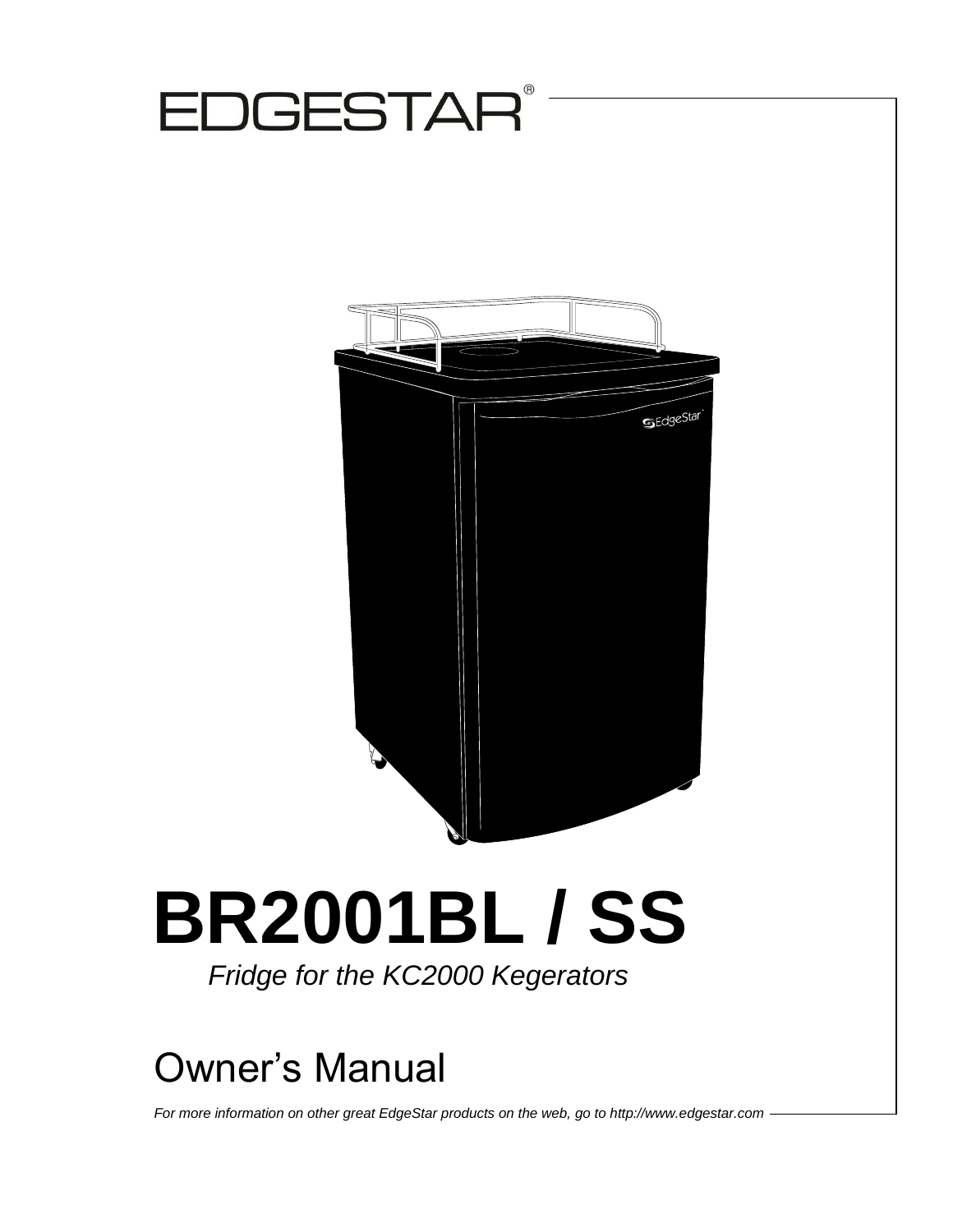# EDGESTAR®

# BR2001BL / SS

*Fridge for the KC2000 Kegerators*

## Owner's Manual

*For more information on other great EdgeStar products on the web, go to http://www.edgestar.com*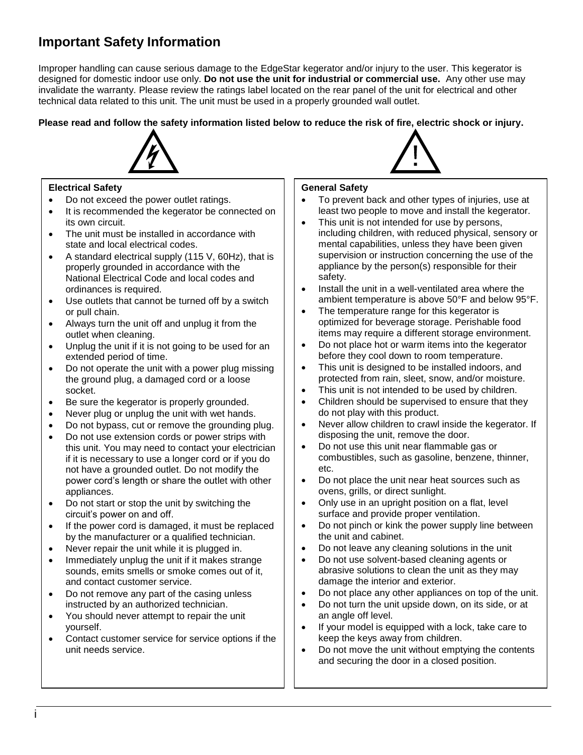# Important Safety Information

Improper handling can cause serious damage to the EdgeStar kegerator and/or injury to the user. This kegerator is designed for domestic indoor use only. **Do not use the unit for industrial or commercial use.** Any other use may invalidate the warranty. Please review the ratings label located on the rear panel of the unit for electrical and other technical data related to this unit. The unit must be used in a properly grounded wall outlet.

**Please read and follow the safety information listed below to reduce the risk of fire, electric shock or injury.**

### Electrical Safety

- Do not exceed the power outlet ratings.
- It is recommended the kegerator be connected on its own circuit.
- The unit must be installed in accordance with state and local electrical codes.
- A standard electrical supply (115 V, 60Hz), that is properly grounded in accordance with the National Electrical Code and local codes and ordinances is required.
- Use outlets that cannot be turned off by a switch or pull chain.
- Always turn the unit off and unplug it from the outlet when cleaning.
- Unplug the unit if it is not going to be used for an extended period of time.
- Do not operate the unit with a power plug missing the ground plug, a damaged cord or a loose socket.
- Be sure the kegerator is properly grounded.
- Never plug or unplug the unit with wet hands.
- Do not bypass, cut or remove the grounding plug.
- Do not use extension cords or power strips with this unit. You may need to contact your electrician if it is necessary to use a longer cord or if you do not have a grounded outlet. Do not modify the power cord's length or share the outlet with other appliances.
- Do not start or stop the unit by switching the circuit's power on and off.
- If the power cord is damaged, it must be replaced by the manufacturer or a qualified technician.
- Never repair the unit while it is plugged in.
- Immediately unplug the unit if it makes strange sounds, emits smells or smoke comes out of it, and contact customer service.
- Do not remove any part of the casing unless instructed by an authorized technician.
- You should never attempt to repair the unit yourself.
- Contact customer service for service options if the unit needs service.

### General Safety

- To prevent back and other types of injuries, use at least two people to move and install the kegerator.
- This unit is not intended for use by persons, including children, with reduced physical, sensory or mental capabilities, unless they have been given supervision or instruction concerning the use of the appliance by the person(s) responsible for their safety.
- Install the unit in a well-ventilated area where the ambient temperature is above 50°F and below 95°F.
- The temperature range for this kegerator is optimized for beverage storage. Perishable food items may require a different storage environment.
- Do not place hot or warm items into the kegerator before they cool down to room temperature.
- This unit is designed to be installed indoors, and protected from rain, sleet, snow, and/or moisture.
- This unit is not intended to be used by children.
- Children should be supervised to ensure that they do not play with this product.
- Never allow children to crawl inside the kegerator. If disposing the unit, remove the door.
- Do not use this unit near flammable gas or combustibles, such as gasoline, benzene, thinner, etc.
- Do not place the unit near heat sources such as ovens, grills, or direct sunlight.
- Only use in an upright position on a flat, level surface and provide proper ventilation.
- Do not pinch or kink the power supply line between the unit and cabinet.
- Do not leave any cleaning solutions in the unit
- Do not use solvent-based cleaning agents or abrasive solutions to clean the unit as they may damage the interior and exterior.
- Do not place any other appliances on top of the unit.
- Do not turn the unit upside down, on its side, or at an angle off level.
- If your model is equipped with a lock, take care to keep the keys away from children.
- Do not move the unit without emptying the contents and securing the door in a closed position.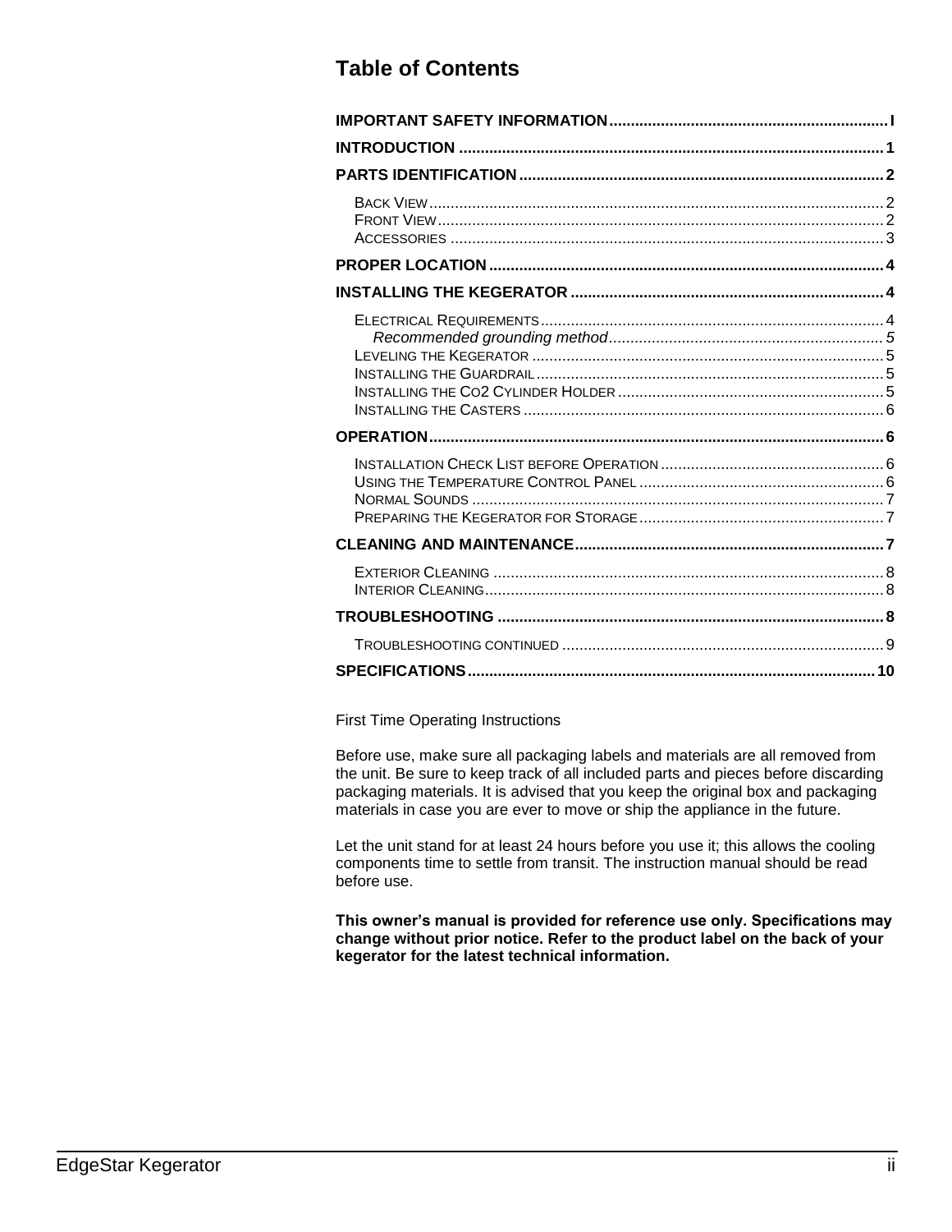# Table of Contents

**IMPORTANT SAFETY INFORMATION** ........ I

**INTRODUCTION** ........ 1

**PARTS IDENTIFICATION** ........ 2

- BACK VIEW ........ 2
- FRONT VIEW ........ 2
- ACCESSORIES ........ 3

**PROPER LOCATION** ........ 4

**INSTALLING THE KEGERATOR** ........ 4

- ELECTRICAL REQUIREMENTS ........ 4
  - *Recommended grounding method* ........ 5
- LEVELING THE KEGERATOR ........ 5
- INSTALLING THE GUARDRAIL ........ 5
- INSTALLING THE CO2 CYLINDER HOLDER ........ 5
- INSTALLING THE CASTERS ........ 6

**OPERATION** ........ 6

- INSTALLATION CHECK LIST BEFORE OPERATION ........ 6
- USING THE TEMPERATURE CONTROL PANEL ........ 6
- NORMAL SOUNDS ........ 7
- PREPARING THE KEGERATOR FOR STORAGE ........ 7

**CLEANING AND MAINTENANCE** ........ 7

- EXTERIOR CLEANING ........ 8
- INTERIOR CLEANING ........ 8

**TROUBLESHOOTING** ........ 8

- TROUBLESHOOTING CONTINUED ........ 9

**SPECIFICATIONS** ........ 10

First Time Operating Instructions

Before use, make sure all packaging labels and materials are all removed from the unit. Be sure to keep track of all included parts and pieces before discarding packaging materials. It is advised that you keep the original box and packaging materials in case you are ever to move or ship the appliance in the future.

Let the unit stand for at least 24 hours before you use it; this allows the cooling components time to settle from transit. The instruction manual should be read before use.

**This owner's manual is provided for reference use only. Specifications may change without prior notice. Refer to the product label on the back of your kegerator for the latest technical information.**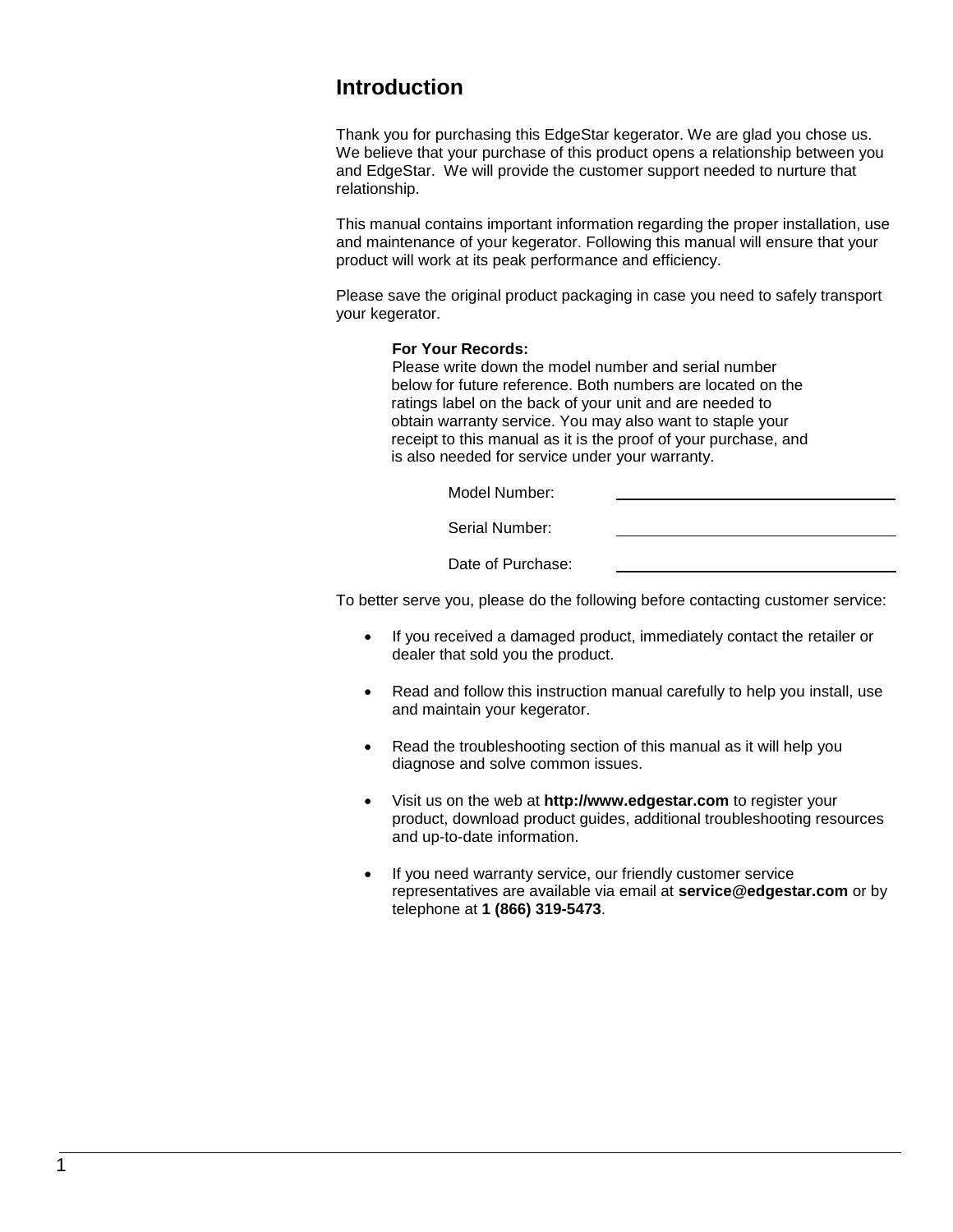# Introduction

Thank you for purchasing this EdgeStar kegerator. We are glad you chose us. We believe that your purchase of this product opens a relationship between you and EdgeStar. We will provide the customer support needed to nurture that relationship.

This manual contains important information regarding the proper installation, use and maintenance of your kegerator. Following this manual will ensure that your product will work at its peak performance and efficiency.

Please save the original product packaging in case you need to safely transport your kegerator.

**For Your Records:**
Please write down the model number and serial number below for future reference. Both numbers are located on the ratings label on the back of your unit and are needed to obtain warranty service. You may also want to staple your receipt to this manual as it is the proof of your purchase, and is also needed for service under your warranty.

Model Number: \_\_\_\_\_\_\_\_\_\_\_\_\_\_\_\_\_\_\_\_\_\_\_\_

Serial Number: \_\_\_\_\_\_\_\_\_\_\_\_\_\_\_\_\_\_\_\_\_\_\_\_

Date of Purchase: \_\_\_\_\_\_\_\_\_\_\_\_\_\_\_\_\_\_\_\_\_\_\_\_

To better serve you, please do the following before contacting customer service:

- If you received a damaged product, immediately contact the retailer or dealer that sold you the product.
- Read and follow this instruction manual carefully to help you install, use and maintain your kegerator.
- Read the troubleshooting section of this manual as it will help you diagnose and solve common issues.
- Visit us on the web at **http://www.edgestar.com** to register your product, download product guides, additional troubleshooting resources and up-to-date information.
- If you need warranty service, our friendly customer service representatives are available via email at **service@edgestar.com** or by telephone at **1 (866) 319-5473**.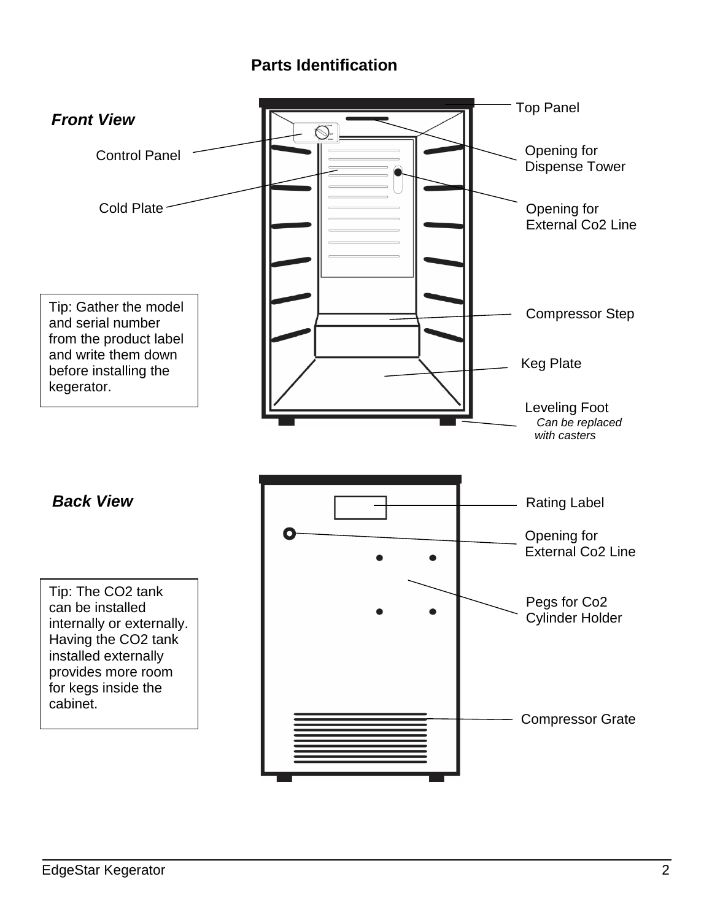# Parts Identification

***Front View***

Top Panel

Control Panel

Opening for Dispense Tower

Cold Plate

Opening for External Co2 Line

Compressor Step

Keg Plate

Leveling Foot
*Can be replaced with casters*

Tip: Gather the model and serial number from the product label and write them down before installing the kegerator.

***Back View***

Rating Label

Opening for External Co2 Line

Pegs for Co2 Cylinder Holder

Compressor Grate

Tip: The CO2 tank can be installed internally or externally. Having the CO2 tank installed externally provides more room for kegs inside the cabinet.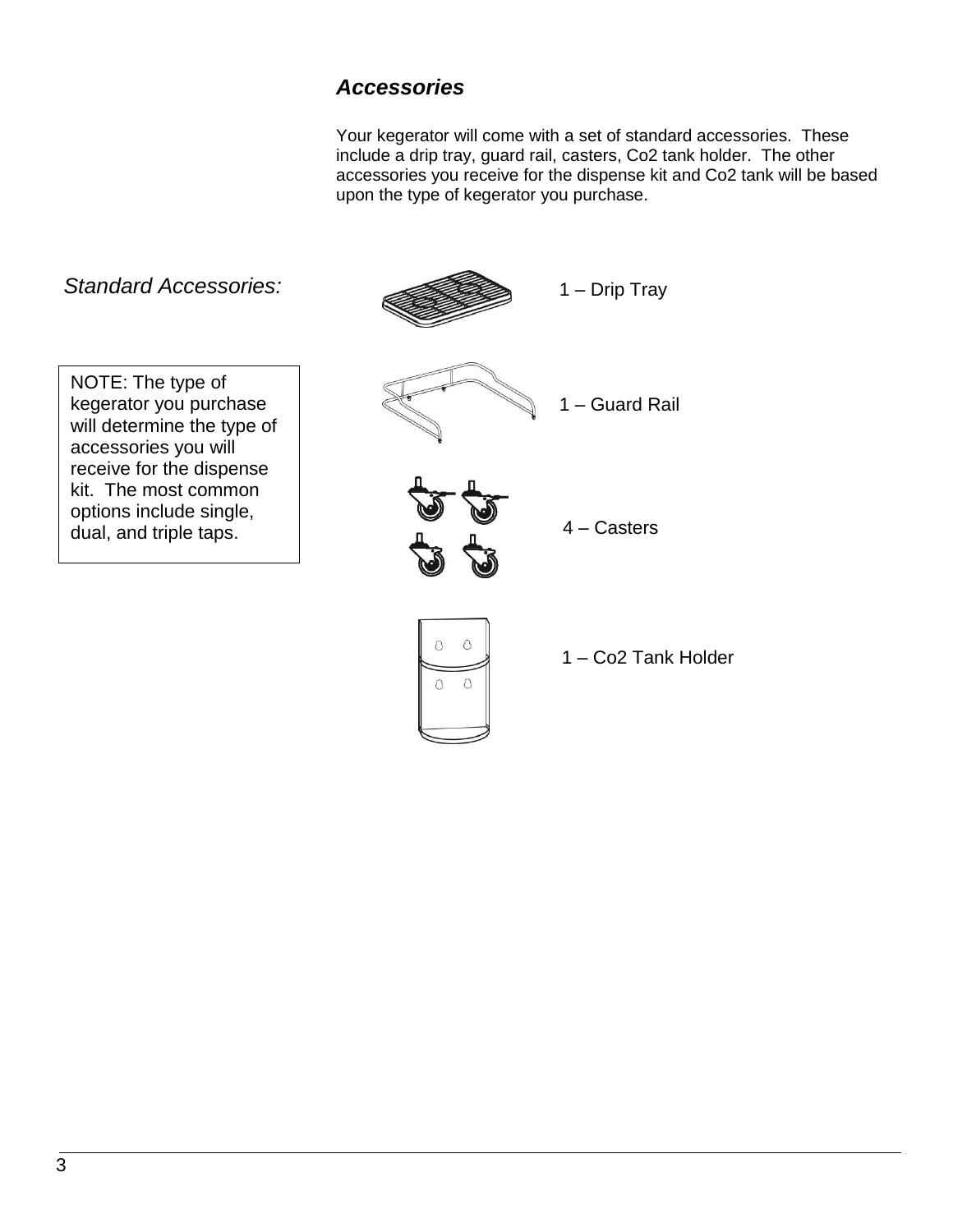## *Accessories*

Your kegerator will come with a set of standard accessories. These include a drip tray, guard rail, casters, Co2 tank holder. The other accessories you receive for the dispense kit and Co2 tank will be based upon the type of kegerator you purchase.

*Standard Accessories:*

> NOTE: The type of kegerator you purchase will determine the type of accessories you will receive for the dispense kit. The most common options include single, dual, and triple taps.

1 – Drip Tray

1 – Guard Rail

4 – Casters

1 – Co2 Tank Holder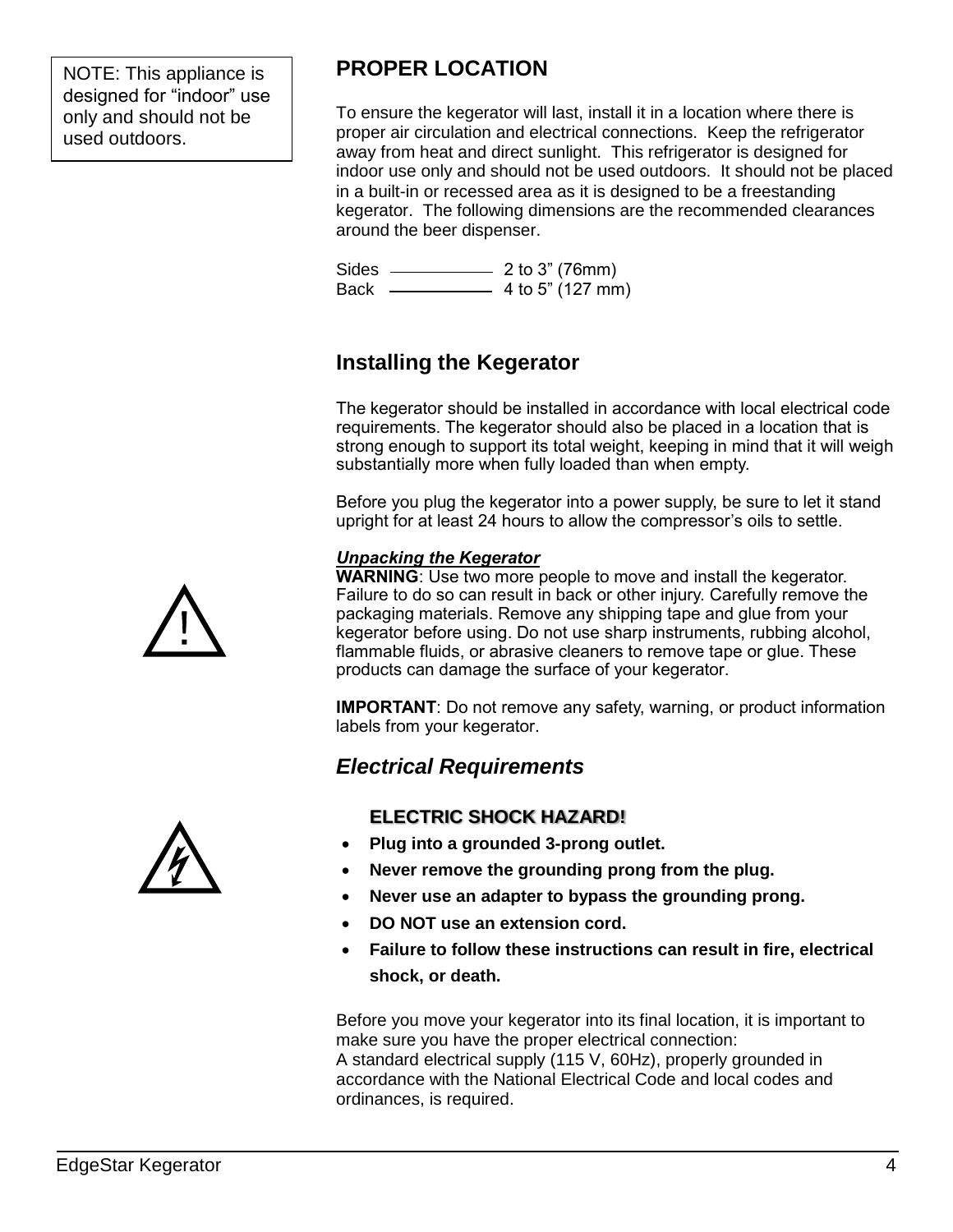NOTE: This appliance is designed for "indoor" use only and should not be used outdoors.

## PROPER LOCATION

To ensure the kegerator will last, install it in a location where there is proper air circulation and electrical connections. Keep the refrigerator away from heat and direct sunlight. This refrigerator is designed for indoor use only and should not be used outdoors. It should not be placed in a built-in or recessed area as it is designed to be a freestanding kegerator. The following dimensions are the recommended clearances around the beer dispenser.

Sides ———— 2 to 3" (76mm)
Back ———— 4 to 5" (127 mm)

## Installing the Kegerator

The kegerator should be installed in accordance with local electrical code requirements. The kegerator should also be placed in a location that is strong enough to support its total weight, keeping in mind that it will weigh substantially more when fully loaded than when empty.

Before you plug the kegerator into a power supply, be sure to let it stand upright for at least 24 hours to allow the compressor's oils to settle.

***Unpacking the Kegerator***

**WARNING**: Use two more people to move and install the kegerator. Failure to do so can result in back or other injury. Carefully remove the packaging materials. Remove any shipping tape and glue from your kegerator before using. Do not use sharp instruments, rubbing alcohol, flammable fluids, or abrasive cleaners to remove tape or glue. These products can damage the surface of your kegerator.

**IMPORTANT**: Do not remove any safety, warning, or product information labels from your kegerator.

### *Electrical Requirements*

**ELECTRIC SHOCK HAZARD!**

- **Plug into a grounded 3-prong outlet.**
- **Never remove the grounding prong from the plug.**
- **Never use an adapter to bypass the grounding prong.**
- **DO NOT use an extension cord.**
- **Failure to follow these instructions can result in fire, electrical shock, or death.**

Before you move your kegerator into its final location, it is important to make sure you have the proper electrical connection:
A standard electrical supply (115 V, 60Hz), properly grounded in accordance with the National Electrical Code and local codes and ordinances, is required.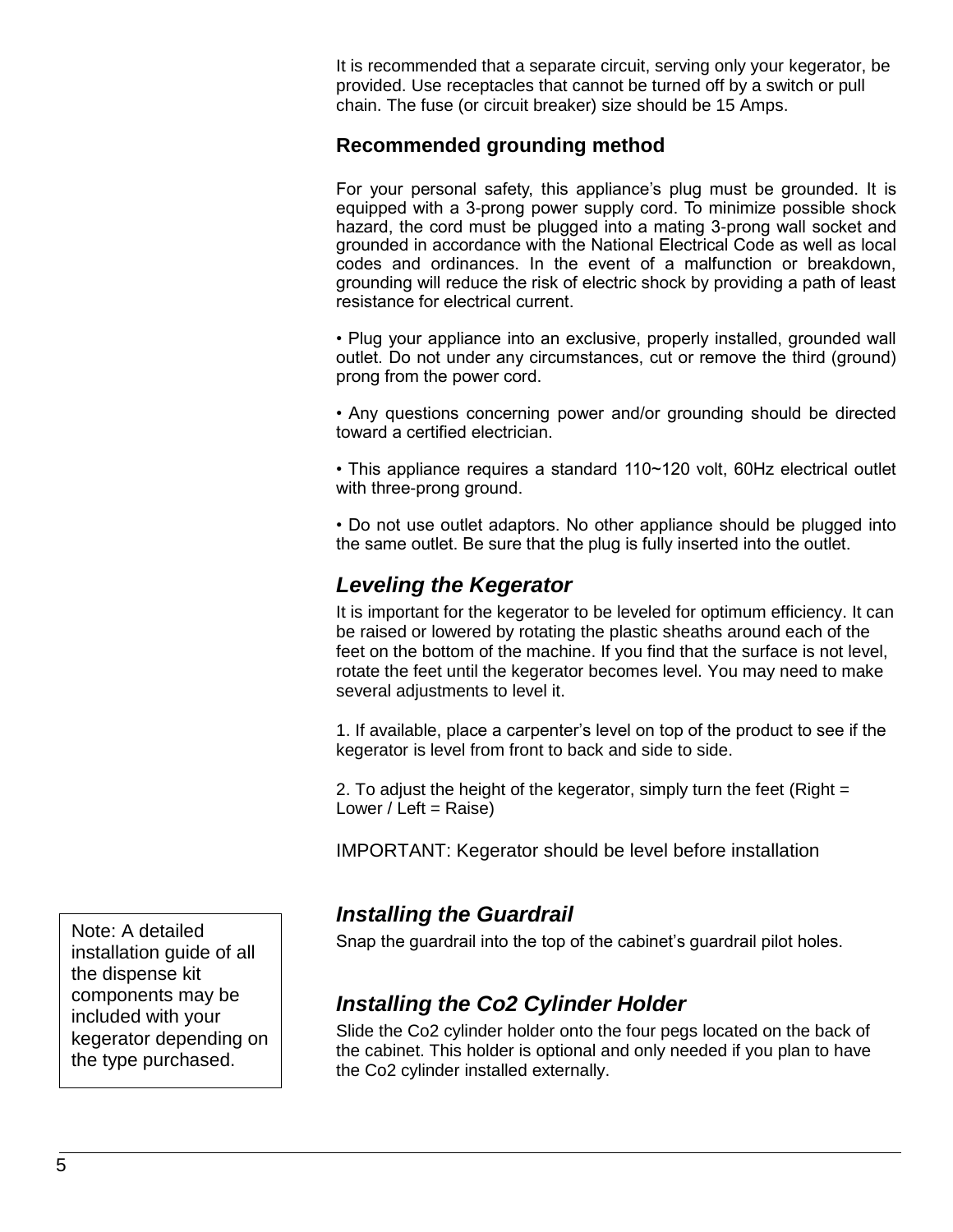It is recommended that a separate circuit, serving only your kegerator, be provided. Use receptacles that cannot be turned off by a switch or pull chain. The fuse (or circuit breaker) size should be 15 Amps.

### Recommended grounding method

For your personal safety, this appliance's plug must be grounded. It is equipped with a 3-prong power supply cord. To minimize possible shock hazard, the cord must be plugged into a mating 3-prong wall socket and grounded in accordance with the National Electrical Code as well as local codes and ordinances. In the event of a malfunction or breakdown, grounding will reduce the risk of electric shock by providing a path of least resistance for electrical current.

- Plug your appliance into an exclusive, properly installed, grounded wall outlet. Do not under any circumstances, cut or remove the third (ground) prong from the power cord.

- Any questions concerning power and/or grounding should be directed toward a certified electrician.

- This appliance requires a standard 110~120 volt, 60Hz electrical outlet with three-prong ground.

- Do not use outlet adaptors. No other appliance should be plugged into the same outlet. Be sure that the plug is fully inserted into the outlet.

## *Leveling the Kegerator*

It is important for the kegerator to be leveled for optimum efficiency. It can be raised or lowered by rotating the plastic sheaths around each of the feet on the bottom of the machine. If you find that the surface is not level, rotate the feet until the kegerator becomes level. You may need to make several adjustments to level it.

1. If available, place a carpenter's level on top of the product to see if the kegerator is level from front to back and side to side.

2. To adjust the height of the kegerator, simply turn the feet (Right = Lower / Left = Raise)

IMPORTANT: Kegerator should be level before installation

## *Installing the Guardrail*

Snap the guardrail into the top of the cabinet's guardrail pilot holes.

## *Installing the Co2 Cylinder Holder*

Slide the Co2 cylinder holder onto the four pegs located on the back of the cabinet. This holder is optional and only needed if you plan to have the Co2 cylinder installed externally.

Note: A detailed installation guide of all the dispense kit components may be included with your kegerator depending on the type purchased.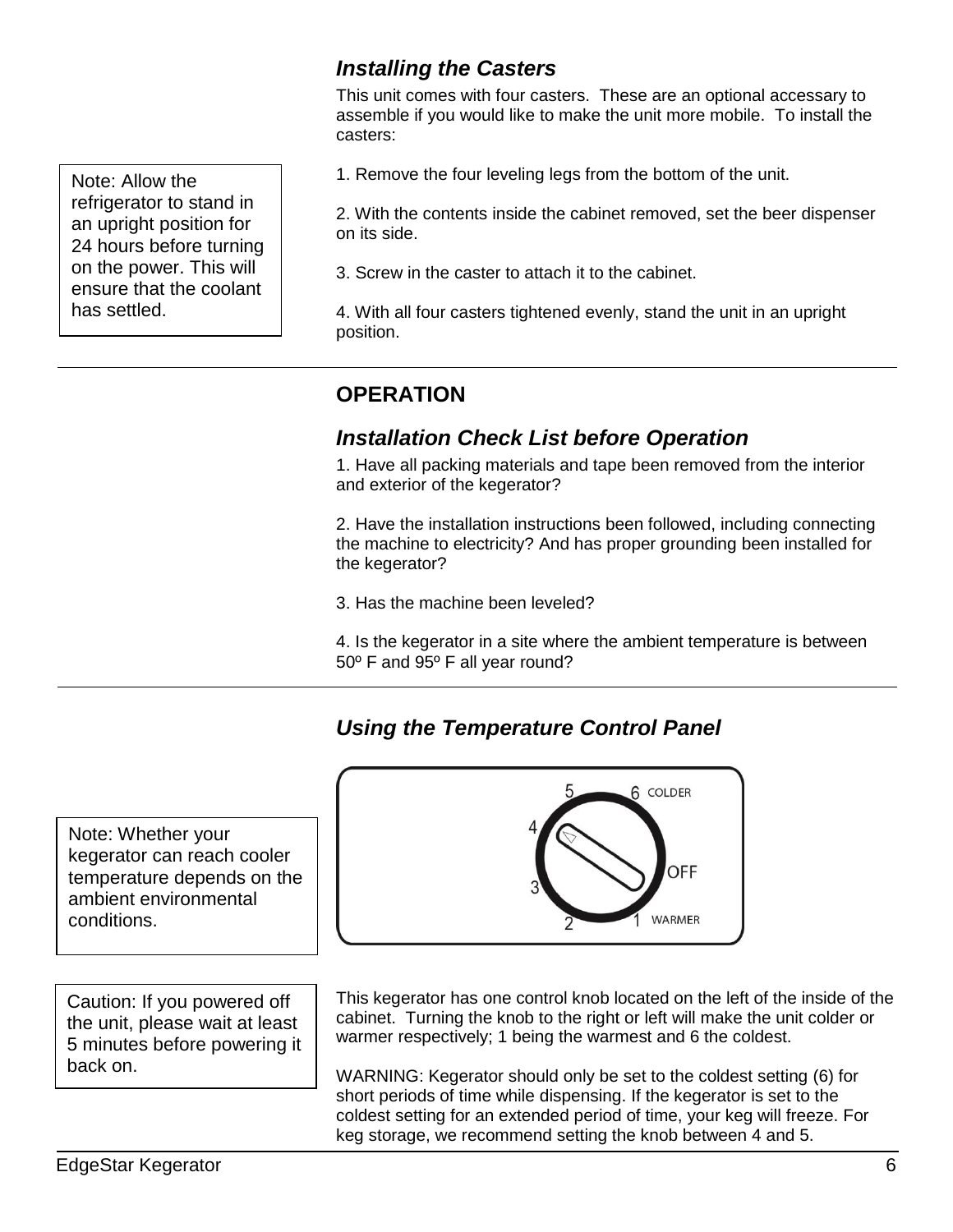### *Installing the Casters*

This unit comes with four casters. These are an optional accessary to assemble if you would like to make the unit more mobile. To install the casters:

> Note: Allow the refrigerator to stand in an upright position for 24 hours before turning on the power. This will ensure that the coolant has settled.

1. Remove the four leveling legs from the bottom of the unit.

2. With the contents inside the cabinet removed, set the beer dispenser on its side.

3. Screw in the caster to attach it to the cabinet.

4. With all four casters tightened evenly, stand the unit in an upright position.

## OPERATION

### *Installation Check List before Operation*

1. Have all packing materials and tape been removed from the interior and exterior of the kegerator?

2. Have the installation instructions been followed, including connecting the machine to electricity? And has proper grounding been installed for the kegerator?

3. Has the machine been leveled?

4. Is the kegerator in a site where the ambient temperature is between 50º F and 95º F all year round?

### *Using the Temperature Control Panel*

> Note: Whether your kegerator can reach cooler temperature depends on the ambient environmental conditions.

5 6 COLDER
4
OFF
3
2 1 WARMER

> Caution: If you powered off the unit, please wait at least 5 minutes before powering it back on.

This kegerator has one control knob located on the left of the inside of the cabinet. Turning the knob to the right or left will make the unit colder or warmer respectively; 1 being the warmest and 6 the coldest.

WARNING: Kegerator should only be set to the coldest setting (6) for short periods of time while dispensing. If the kegerator is set to the coldest setting for an extended period of time, your keg will freeze. For keg storage, we recommend setting the knob between 4 and 5.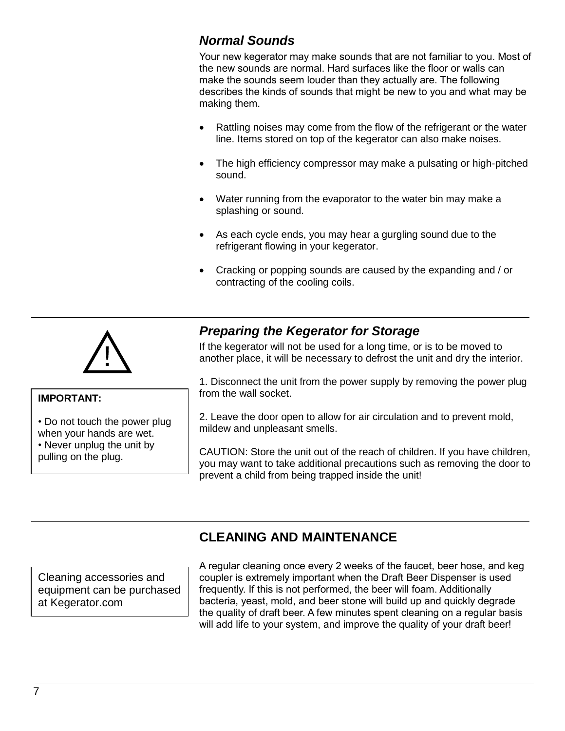### *Normal Sounds*

Your new kegerator may make sounds that are not familiar to you. Most of the new sounds are normal. Hard surfaces like the floor or walls can make the sounds seem louder than they actually are. The following describes the kinds of sounds that might be new to you and what may be making them.

- Rattling noises may come from the flow of the refrigerant or the water line. Items stored on top of the kegerator can also make noises.
- The high efficiency compressor may make a pulsating or high-pitched sound.
- Water running from the evaporator to the water bin may make a splashing or sound.
- As each cycle ends, you may hear a gurgling sound due to the refrigerant flowing in your kegerator.
- Cracking or popping sounds are caused by the expanding and / or contracting of the cooling coils.

---

### *Preparing the Kegerator for Storage*

**IMPORTANT:**

• Do not touch the power plug when your hands are wet.
• Never unplug the unit by pulling on the plug.

If the kegerator will not be used for a long time, or is to be moved to another place, it will be necessary to defrost the unit and dry the interior.

1. Disconnect the unit from the power supply by removing the power plug from the wall socket.

2. Leave the door open to allow for air circulation and to prevent mold, mildew and unpleasant smells.

CAUTION: Store the unit out of the reach of children. If you have children, you may want to take additional precautions such as removing the door to prevent a child from being trapped inside the unit!

---

## CLEANING AND MAINTENANCE

Cleaning accessories and equipment can be purchased at Kegerator.com

A regular cleaning once every 2 weeks of the faucet, beer hose, and keg coupler is extremely important when the Draft Beer Dispenser is used frequently. If this is not performed, the beer will foam. Additionally bacteria, yeast, mold, and beer stone will build up and quickly degrade the quality of draft beer. A few minutes spent cleaning on a regular basis will add life to your system, and improve the quality of your draft beer!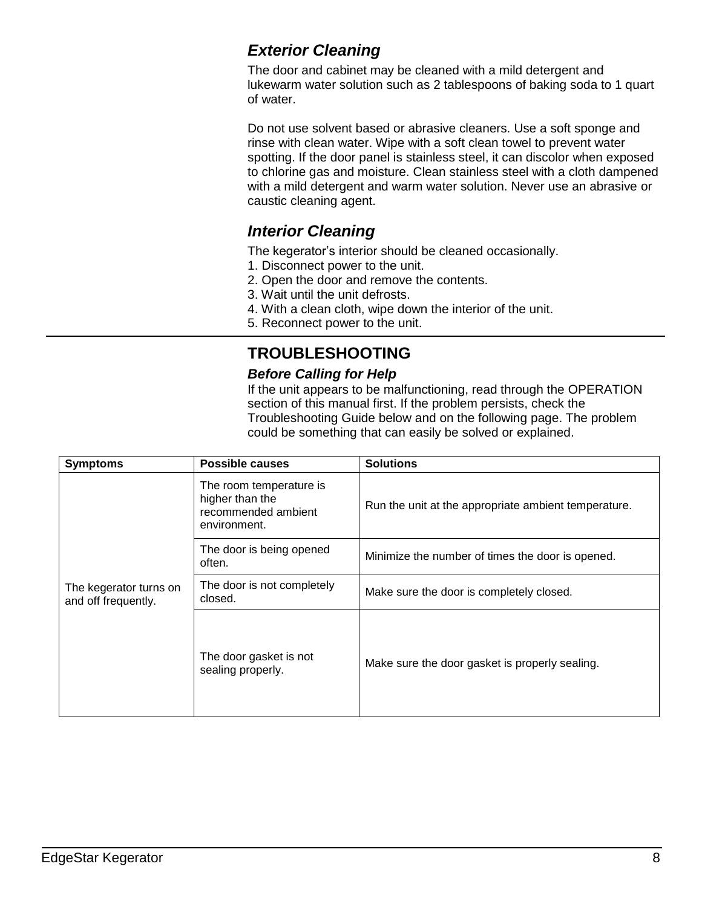### *Exterior Cleaning*

The door and cabinet may be cleaned with a mild detergent and lukewarm water solution such as 2 tablespoons of baking soda to 1 quart of water.

Do not use solvent based or abrasive cleaners. Use a soft sponge and rinse with clean water. Wipe with a soft clean towel to prevent water spotting. If the door panel is stainless steel, it can discolor when exposed to chlorine gas and moisture. Clean stainless steel with a cloth dampened with a mild detergent and warm water solution. Never use an abrasive or caustic cleaning agent.

### *Interior Cleaning*

The kegerator's interior should be cleaned occasionally.
1. Disconnect power to the unit.
2. Open the door and remove the contents.
3. Wait until the unit defrosts.
4. With a clean cloth, wipe down the interior of the unit.
5. Reconnect power to the unit.

## TROUBLESHOOTING

### *Before Calling for Help*

If the unit appears to be malfunctioning, read through the OPERATION section of this manual first. If the problem persists, check the Troubleshooting Guide below and on the following page. The problem could be something that can easily be solved or explained.

| Symptoms | Possible causes | Solutions |
|---|---|---|
| The kegerator turns on and off frequently. | The room temperature is higher than the recommended ambient environment. | Run the unit at the appropriate ambient temperature. |
| | The door is being opened often. | Minimize the number of times the door is opened. |
| | The door is not completely closed. | Make sure the door is completely closed. |
| | The door gasket is not sealing properly. | Make sure the door gasket is properly sealing. |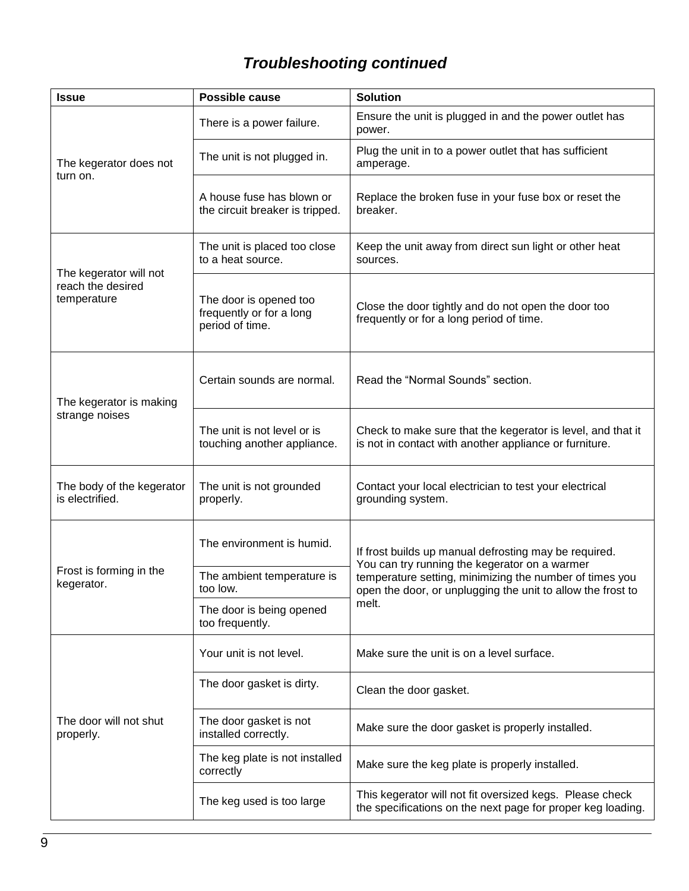## *Troubleshooting continued*

| Issue | Possible cause | Solution |
|---|---|---|
| The kegerator does not turn on. | There is a power failure. | Ensure the unit is plugged in and the power outlet has power. |
| | The unit is not plugged in. | Plug the unit in to a power outlet that has sufficient amperage. |
| | A house fuse has blown or the circuit breaker is tripped. | Replace the broken fuse in your fuse box or reset the breaker. |
| The kegerator will not reach the desired temperature | The unit is placed too close to a heat source. | Keep the unit away from direct sun light or other heat sources. |
| | The door is opened too frequently or for a long period of time. | Close the door tightly and do not open the door too frequently or for a long period of time. |
| The kegerator is making strange noises | Certain sounds are normal. | Read the "Normal Sounds" section. |
| | The unit is not level or is touching another appliance. | Check to make sure that the kegerator is level, and that it is not in contact with another appliance or furniture. |
| The body of the kegerator is electrified. | The unit is not grounded properly. | Contact your local electrician to test your electrical grounding system. |
| Frost is forming in the kegerator. | The environment is humid. | If frost builds up manual defrosting may be required. You can try running the kegerator on a warmer temperature setting, minimizing the number of times you open the door, or unplugging the unit to allow the frost to melt. |
| | The ambient temperature is too low. | |
| | The door is being opened too frequently. | |
| The door will not shut properly. | Your unit is not level. | Make sure the unit is on a level surface. |
| | The door gasket is dirty. | Clean the door gasket. |
| | The door gasket is not installed correctly. | Make sure the door gasket is properly installed. |
| | The keg plate is not installed correctly | Make sure the keg plate is properly installed. |
| | The keg used is too large | This kegerator will not fit oversized kegs. Please check the specifications on the next page for proper keg loading. |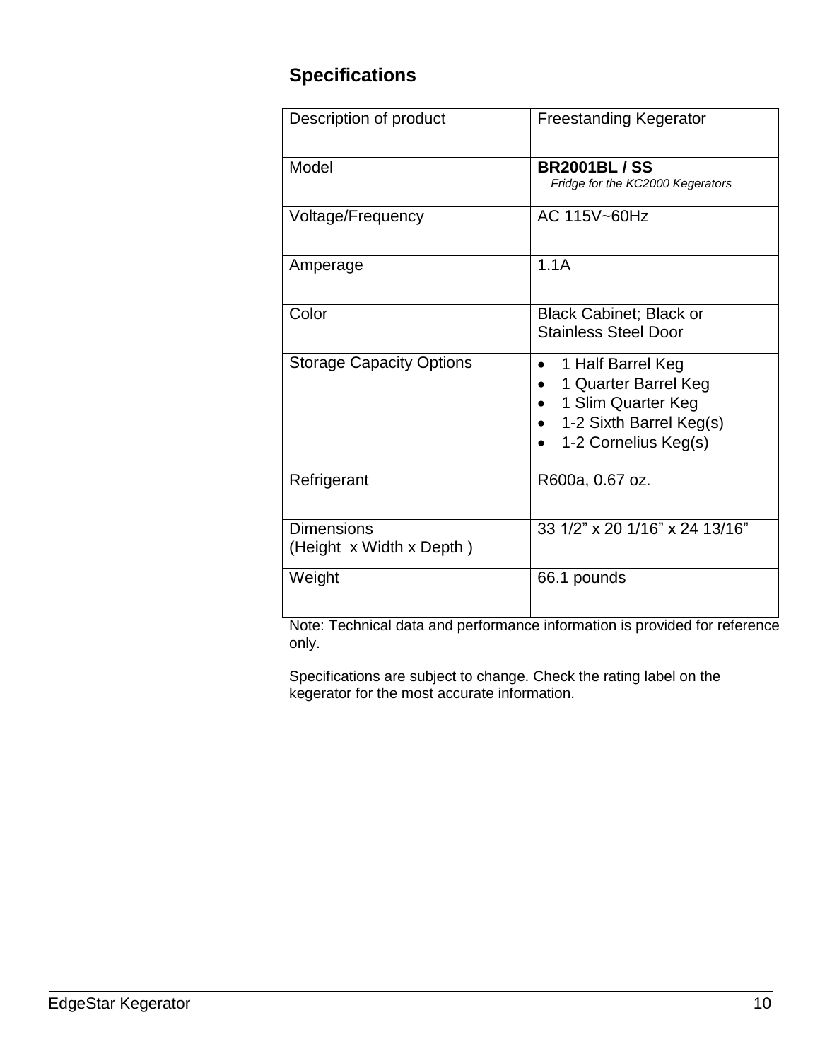## Specifications

| Description of product | Freestanding Kegerator |
|---|---|
| Model | **BR2001BL / SS**<br>*Fridge for the KC2000 Kegerators* |
| Voltage/Frequency | AC 115V~60Hz |
| Amperage | 1.1A |
| Color | Black Cabinet; Black or Stainless Steel Door |
| Storage Capacity Options | • 1 Half Barrel Keg<br>• 1 Quarter Barrel Keg<br>• 1 Slim Quarter Keg<br>• 1-2 Sixth Barrel Keg(s)<br>• 1-2 Cornelius Keg(s) |
| Refrigerant | R600a, 0.67 oz. |
| Dimensions<br>(Height x Width x Depth ) | 33 1/2" x 20 1/16" x 24 13/16" |
| Weight | 66.1 pounds |

Note: Technical data and performance information is provided for reference only.

Specifications are subject to change. Check the rating label on the kegerator for the most accurate information.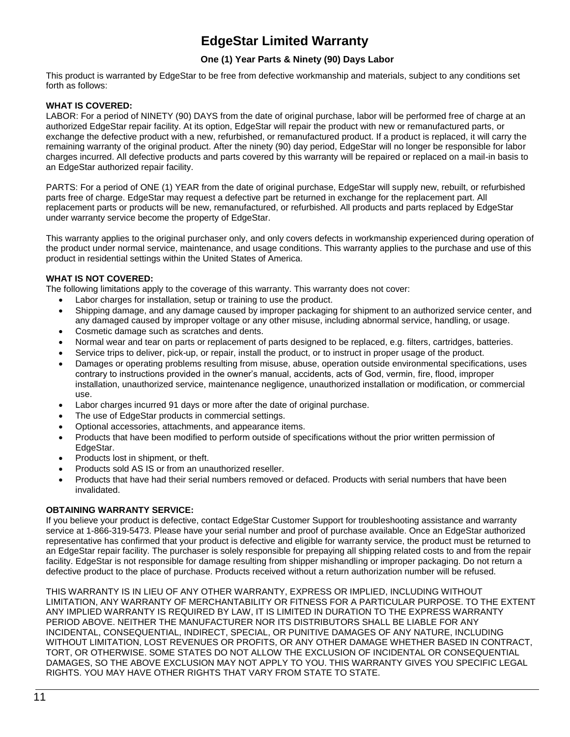# EdgeStar Limited Warranty

**One (1) Year Parts & Ninety (90) Days Labor**

This product is warranted by EdgeStar to be free from defective workmanship and materials, subject to any conditions set forth as follows:

**WHAT IS COVERED:**

LABOR: For a period of NINETY (90) DAYS from the date of original purchase, labor will be performed free of charge at an authorized EdgeStar repair facility. At its option, EdgeStar will repair the product with new or remanufactured parts, or exchange the defective product with a new, refurbished, or remanufactured product. If a product is replaced, it will carry the remaining warranty of the original product. After the ninety (90) day period, EdgeStar will no longer be responsible for labor charges incurred. All defective products and parts covered by this warranty will be repaired or replaced on a mail-in basis to an EdgeStar authorized repair facility.

PARTS: For a period of ONE (1) YEAR from the date of original purchase, EdgeStar will supply new, rebuilt, or refurbished parts free of charge. EdgeStar may request a defective part be returned in exchange for the replacement part. All replacement parts or products will be new, remanufactured, or refurbished. All products and parts replaced by EdgeStar under warranty service become the property of EdgeStar.

This warranty applies to the original purchaser only, and only covers defects in workmanship experienced during operation of the product under normal service, maintenance, and usage conditions. This warranty applies to the purchase and use of this product in residential settings within the United States of America.

**WHAT IS NOT COVERED:**

The following limitations apply to the coverage of this warranty. This warranty does not cover:

- Labor charges for installation, setup or training to use the product.
- Shipping damage, and any damage caused by improper packaging for shipment to an authorized service center, and any damaged caused by improper voltage or any other misuse, including abnormal service, handling, or usage.
- Cosmetic damage such as scratches and dents.
- Normal wear and tear on parts or replacement of parts designed to be replaced, e.g. filters, cartridges, batteries.
- Service trips to deliver, pick-up, or repair, install the product, or to instruct in proper usage of the product.
- Damages or operating problems resulting from misuse, abuse, operation outside environmental specifications, uses contrary to instructions provided in the owner's manual, accidents, acts of God, vermin, fire, flood, improper installation, unauthorized service, maintenance negligence, unauthorized installation or modification, or commercial use.
- Labor charges incurred 91 days or more after the date of original purchase.
- The use of EdgeStar products in commercial settings.
- Optional accessories, attachments, and appearance items.
- Products that have been modified to perform outside of specifications without the prior written permission of EdgeStar.
- Products lost in shipment, or theft.
- Products sold AS IS or from an unauthorized reseller.
- Products that have had their serial numbers removed or defaced. Products with serial numbers that have been invalidated.

**OBTAINING WARRANTY SERVICE:**

If you believe your product is defective, contact EdgeStar Customer Support for troubleshooting assistance and warranty service at 1-866-319-5473. Please have your serial number and proof of purchase available. Once an EdgeStar authorized representative has confirmed that your product is defective and eligible for warranty service, the product must be returned to an EdgeStar repair facility. The purchaser is solely responsible for prepaying all shipping related costs to and from the repair facility. EdgeStar is not responsible for damage resulting from shipper mishandling or improper packaging. Do not return a defective product to the place of purchase. Products received without a return authorization number will be refused.

THIS WARRANTY IS IN LIEU OF ANY OTHER WARRANTY, EXPRESS OR IMPLIED, INCLUDING WITHOUT LIMITATION, ANY WARRANTY OF MERCHANTABILITY OR FITNESS FOR A PARTICULAR PURPOSE. TO THE EXTENT ANY IMPLIED WARRANTY IS REQUIRED BY LAW, IT IS LIMITED IN DURATION TO THE EXPRESS WARRANTY PERIOD ABOVE. NEITHER THE MANUFACTURER NOR ITS DISTRIBUTORS SHALL BE LIABLE FOR ANY INCIDENTAL, CONSEQUENTIAL, INDIRECT, SPECIAL, OR PUNITIVE DAMAGES OF ANY NATURE, INCLUDING WITHOUT LIMITATION, LOST REVENUES OR PROFITS, OR ANY OTHER DAMAGE WHETHER BASED IN CONTRACT, TORT, OR OTHERWISE. SOME STATES DO NOT ALLOW THE EXCLUSION OF INCIDENTAL OR CONSEQUENTIAL DAMAGES, SO THE ABOVE EXCLUSION MAY NOT APPLY TO YOU. THIS WARRANTY GIVES YOU SPECIFIC LEGAL RIGHTS. YOU MAY HAVE OTHER RIGHTS THAT VARY FROM STATE TO STATE.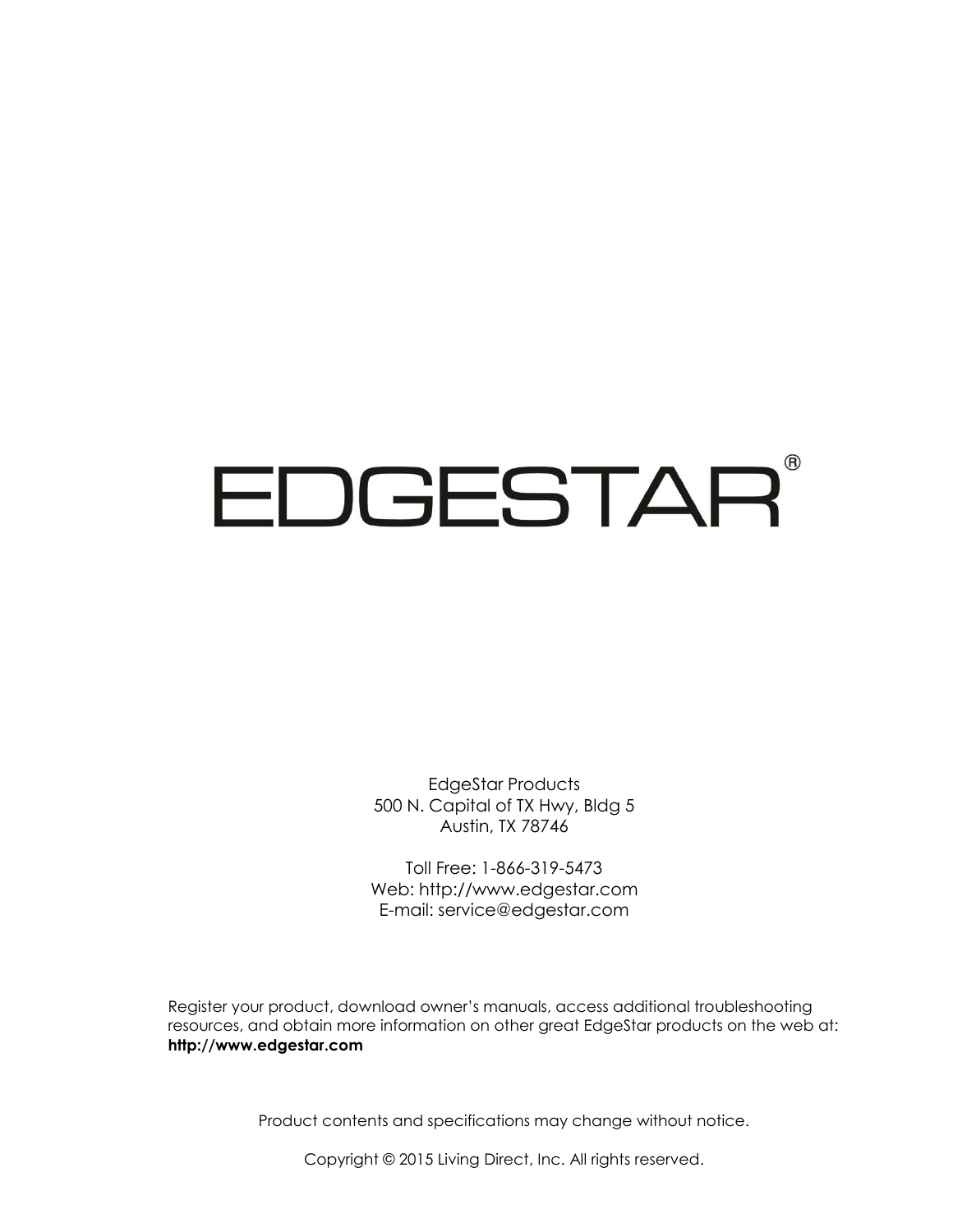# EDGESTAR®

EdgeStar Products
500 N. Capital of TX Hwy, Bldg 5
Austin, TX 78746

Toll Free: 1-866-319-5473
Web: http://www.edgestar.com
E-mail: service@edgestar.com

Register your product, download owner's manuals, access additional troubleshooting resources, and obtain more information on other great EdgeStar products on the web at: **http://www.edgestar.com**

Product contents and specifications may change without notice.

Copyright © 2015 Living Direct, Inc. All rights reserved.